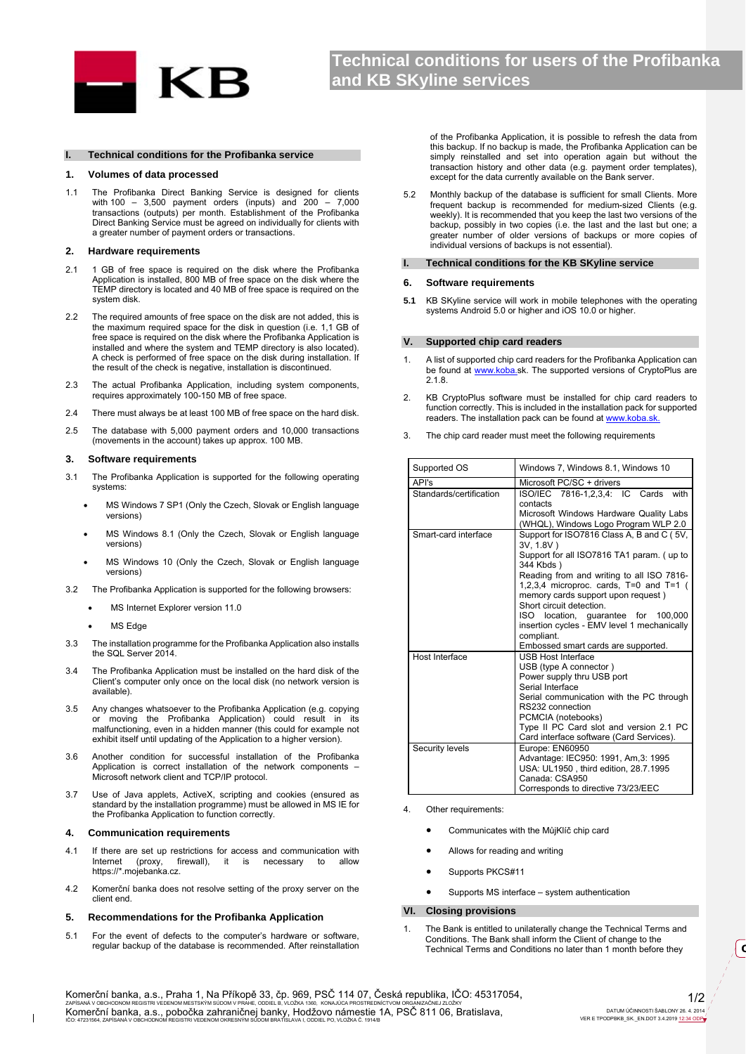# Technical conditions for users of the Profibanka and KB SKyline services

## I. Technical conditions for the Profibanka service

### 1. Volumes of data processed

1.1 The Profibanka Direct Banking Service is designed for clients with 100 – 3,500 payment orders (inputs) and 200 – 7,000 transactions (outputs) per month. Establishment of the Profibanka Direct Banking Service must be agreed on individually for clients with a greater number of payment orders or transactions.

### 2. Hardware requirements

2.1 1 GB of free space is required on the disk where the Profibanka Application is installed, 800 MB of free space on the disk where the TEMP directory is located and 40 MB of free space is required on the system disk.

2.2 The required amounts of free space on the disk are not added, this is the maximum required space for the disk in question (i.e. 1,1 GB of free space is required on the disk where the Profibanka Application is installed and where the system and TEMP directory is also located). A check is performed of free space on the disk during installation. If the result of the check is negative, installation is discontinued.

2.3 The actual Profibanka Application, including system components, requires approximately 100-150 MB of free space.

2.4 There must always be at least 100 MB of free space on the hard disk.

2.5 The database with 5,000 payment orders and 10,000 transactions (movements in the account) takes up approx. 100 MB.

### 3. Software requirements

3.1 The Profibanka Application is supported for the following operating systems:

- MS Windows 7 SP1 (Only the Czech, Slovak or English language versions)
- MS Windows 8.1 (Only the Czech, Slovak or English language versions)
- MS Windows 10 (Only the Czech, Slovak or English language versions)

3.2 The Profibanka Application is supported for the following browsers:

- MS Internet Explorer version 11.0
- MS Edge

3.3 The installation programme for the Profibanka Application also installs the SQL Server 2014.

3.4 The Profibanka Application must be installed on the hard disk of the Client's computer only once on the local disk (no network version is available).

3.5 Any changes whatsoever to the Profibanka Application (e.g. copying or moving the Profibanka Application) could result in its malfunctioning, even in a hidden manner (this could for example not exhibit itself until updating of the Application to a higher version).

3.6 Another condition for successful installation of the Profibanka Application is correct installation of the network components – Microsoft network client and TCP/IP protocol.

3.7 Use of Java applets, ActiveX, scripting and cookies (ensured as standard by the installation programme) must be allowed in MS IE for the Profibanka Application to function correctly.

### 4. Communication requirements

4.1 If there are set up restrictions for access and communication with Internet (proxy, firewall), it is necessary to allow https://*.mojebanka.cz.

4.2 Komerční banka does not resolve setting of the proxy server on the client end.

### 5. Recommendations for the Profibanka Application

5.1 For the event of defects to the computer's hardware or software, regular backup of the database is recommended. After reinstallation of the Profibanka Application, it is possible to refresh the data from this backup. If no backup is made, the Profibanka Application can be simply reinstalled and set into operation again but without the transaction history and other data (e.g. payment order templates), except for the data currently available on the Bank server.

5.2 Monthly backup of the database is sufficient for small Clients. More frequent backup is recommended for medium-sized Clients (e.g. weekly). It is recommended that you keep the last two versions of the backup, possibly in two copies (i.e. the last and the last but one; a greater number of older versions of backups or more copies of individual versions of backups is not essential).

## I. Technical conditions for the KB SKyline service

### 6. Software requirements

**5.1** KB SKyline service will work in mobile telephones with the operating systems Android 5.0 or higher and iOS 10.0 or higher.

## V. Supported chip card readers

1. A list of supported chip card readers for the Profibanka Application can be found at www.koba.sk. The supported versions of CryptoPlus are 2.1.8.

2. KB CryptoPlus software must be installed for chip card readers to function correctly. This is included in the installation pack for supported readers. The installation pack can be found at www.koba.sk.

3. The chip card reader must meet the following requirements

| Supported OS | Windows 7, Windows 8.1, Windows 10 |
|---|---|
| API's | Microsoft PC/SC + drivers |
| Standards/certification | ISO/IEC 7816-1,2,3,4: IC Cards with contacts<br>Microsoft Windows Hardware Quality Labs (WHQL), Windows Logo Program WLP 2.0 |
| Smart-card interface | Support for ISO7816 Class A, B and C ( 5V, 3V, 1.8V )<br>Support for all ISO7816 TA1 param. ( up to 344 Kbds )<br>Reading from and writing to all ISO 7816-1,2,3,4 microproc. cards, T=0 and T=1 ( memory cards support upon request )<br>Short circuit detection.<br>ISO location, guarantee for 100,000 insertion cycles - EMV level 1 mechanically compliant.<br>Embossed smart cards are supported. |
| Host Interface | USB Host Interface<br>USB (type A connector )<br>Power supply thru USB port<br>Serial Interface<br>Serial communication with the PC through RS232 connection<br>PCMCIA (notebooks)<br>Type II PC Card slot and version 2.1 PC Card interface software (Card Services). |
| Security levels | Europe: EN60950<br>Advantage: IEC950: 1991, Am,3: 1995<br>USA: UL1950 , third edition, 28.7.1995<br>Canada: CSA950<br>Corresponds to directive 73/23/EEC |

4. Other requirements:

- Communicates with the MůjKlíč chip card
- Allows for reading and writing
- Supports PKCS#11
- Supports MS interface – system authentication

## VI. Closing provisions

1. The Bank is entitled to unilaterally change the Technical Terms and Conditions. The Bank shall inform the Client of change to the Technical Terms and Conditions no later than 1 month before they

Komerční banka, a.s., Praha 1, Na Příkopě 33, čp. 969, PSČ 114 07, Česká republika, IČO: 45317054, ZAPÍSANÁ V OBCHODNOM REGISTRI VEDENOM MESTSKÝM SÚDOM V PRAHE, ODDIEL B, VLOŽKA 1360, KONAJÚCA PROSTREDNÍCTVOM ORGANIZAČNEJ ZLOŽKY
Komerční banka, a.s., pobočka zahraničnej banky, Hodžovo námestie 1A, PSČ 811 06, Bratislava, IČO: 47231564, ZAPÍSANÁ V OBCHODNOM REGISTRI VEDENOM OKRESNÝM SÚDOM BRATISLAVA I, ODDIEL PO, VLOŽKA Č. 1914/B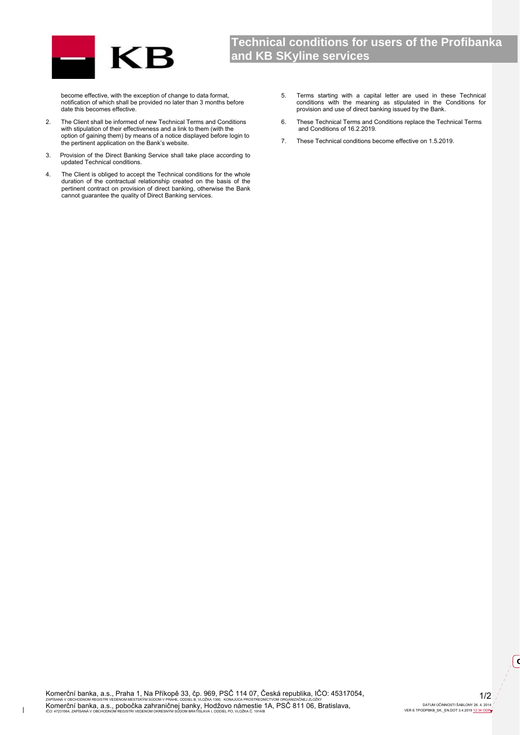become effective, with the exception of change to data format, notification of which shall be provided no later than 3 months before date this becomes effective.

2. The Client shall be informed of new Technical Terms and Conditions with stipulation of their effectiveness and a link to them (with the option of gaining them) by means of a notice displayed before login to the pertinent application on the Bank's website.

3. Provision of the Direct Banking Service shall take place according to updated Technical conditions.

4. The Client is obliged to accept the Technical conditions for the whole duration of the contractual relationship created on the basis of the pertinent contract on provision of direct banking, otherwise the Bank cannot guarantee the quality of Direct Banking services.

5. Terms starting with a capital letter are used in these Technical conditions with the meaning as stipulated in the Conditions for provision and use of direct banking issued by the Bank.

6. These Technical Terms and Conditions replace the Technical Terms and Conditions of 16.2.2019.

7. These Technical conditions become effective on 1.5.2019.